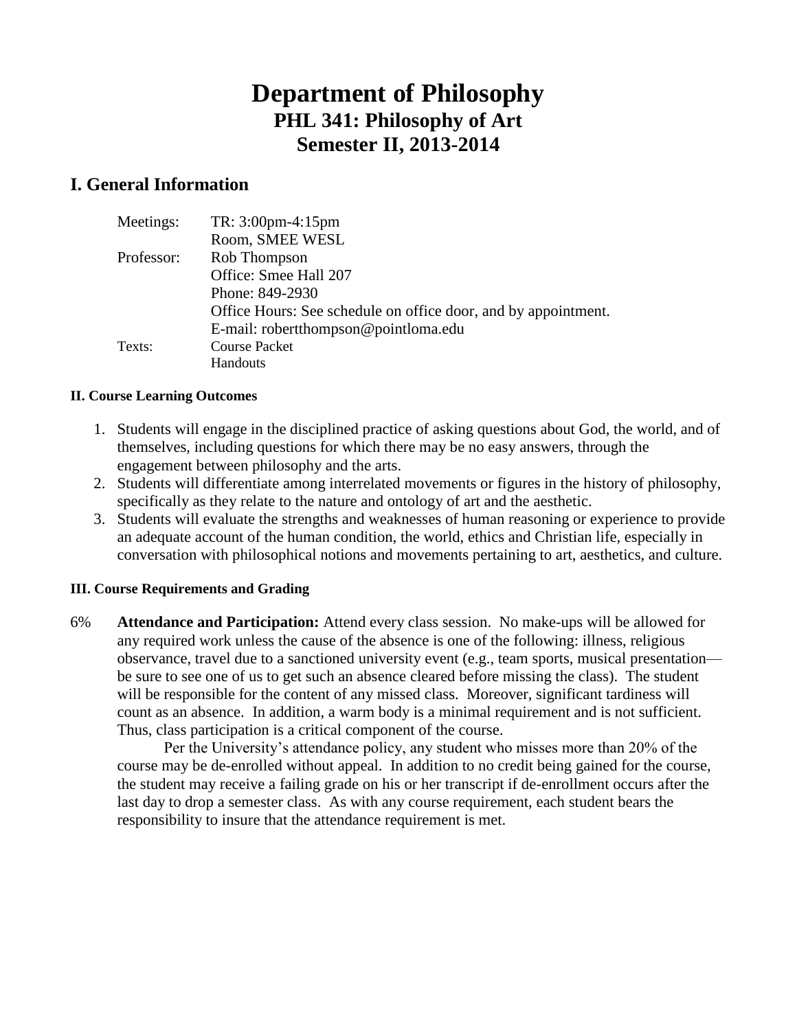# Department of Philosophy
## PHL 341: Philosophy of Art
## Semester II, 2013-2014

## I. General Information

| | |
|---|---|
| Meetings: | TR: 3:00pm-4:15pm<br>Room, SMEE WESL |
| Professor: | Rob Thompson<br>Office: Smee Hall 207<br>Phone: 849-2930<br>Office Hours: See schedule on office door, and by appointment.<br>E-mail: robertthompson@pointloma.edu |
| Texts: | Course Packet<br>Handouts |

#### II. Course Learning Outcomes

1. Students will engage in the disciplined practice of asking questions about God, the world, and of themselves, including questions for which there may be no easy answers, through the engagement between philosophy and the arts.
2. Students will differentiate among interrelated movements or figures in the history of philosophy, specifically as they relate to the nature and ontology of art and the aesthetic.
3. Students will evaluate the strengths and weaknesses of human reasoning or experience to provide an adequate account of the human condition, the world, ethics and Christian life, especially in conversation with philosophical notions and movements pertaining to art, aesthetics, and culture.

#### III. Course Requirements and Grading

6% **Attendance and Participation:** Attend every class session. No make-ups will be allowed for any required work unless the cause of the absence is one of the following: illness, religious observance, travel due to a sanctioned university event (e.g., team sports, musical presentation—be sure to see one of us to get such an absence cleared before missing the class). The student will be responsible for the content of any missed class. Moreover, significant tardiness will count as an absence. In addition, a warm body is a minimal requirement and is not sufficient. Thus, class participation is a critical component of the course.

Per the University's attendance policy, any student who misses more than 20% of the course may be de-enrolled without appeal. In addition to no credit being gained for the course, the student may receive a failing grade on his or her transcript if de-enrollment occurs after the last day to drop a semester class. As with any course requirement, each student bears the responsibility to insure that the attendance requirement is met.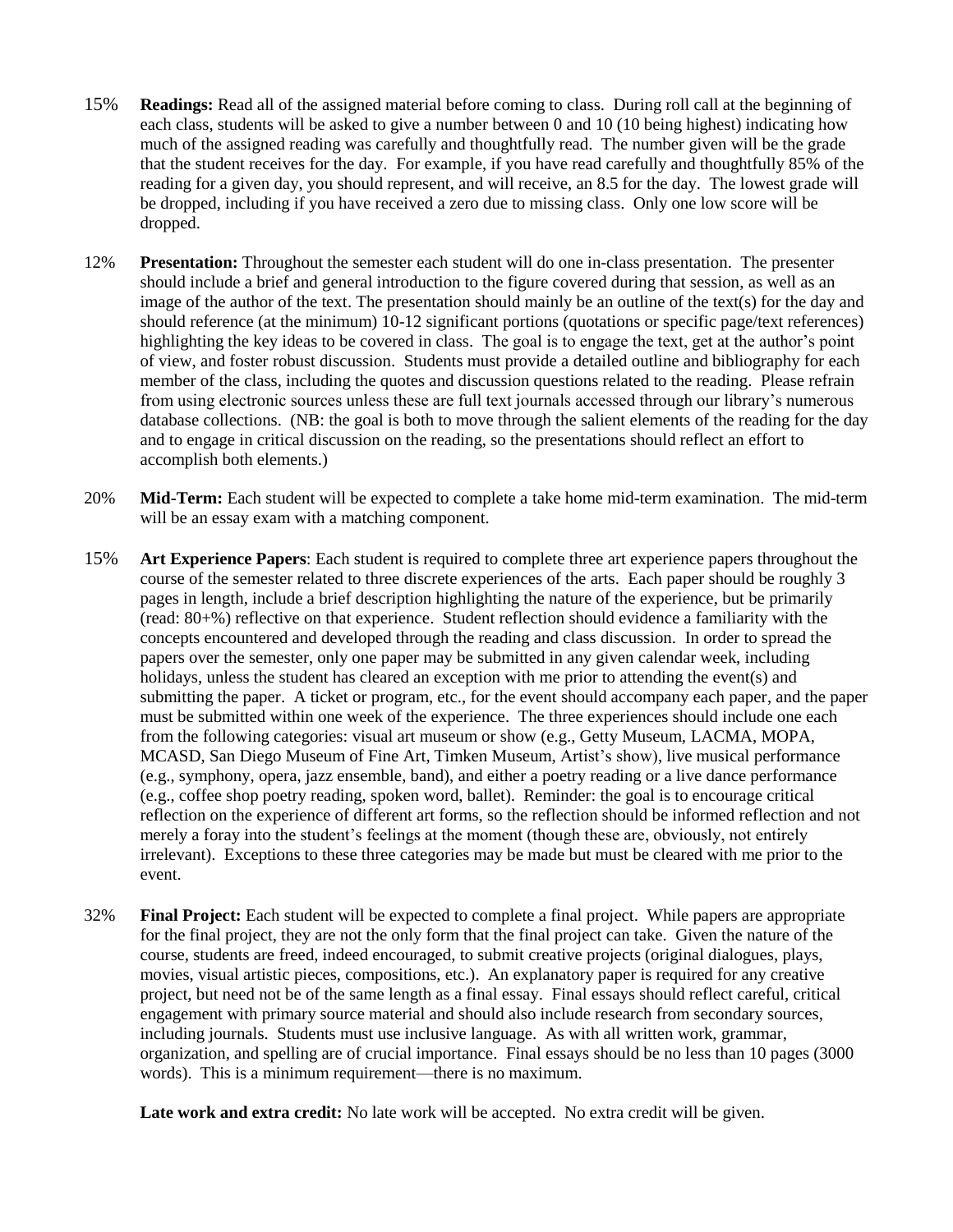15% **Readings:** Read all of the assigned material before coming to class. During roll call at the beginning of each class, students will be asked to give a number between 0 and 10 (10 being highest) indicating how much of the assigned reading was carefully and thoughtfully read. The number given will be the grade that the student receives for the day. For example, if you have read carefully and thoughtfully 85% of the reading for a given day, you should represent, and will receive, an 8.5 for the day. The lowest grade will be dropped, including if you have received a zero due to missing class. Only one low score will be dropped.

12% **Presentation:** Throughout the semester each student will do one in-class presentation. The presenter should include a brief and general introduction to the figure covered during that session, as well as an image of the author of the text. The presentation should mainly be an outline of the text(s) for the day and should reference (at the minimum) 10-12 significant portions (quotations or specific page/text references) highlighting the key ideas to be covered in class. The goal is to engage the text, get at the author's point of view, and foster robust discussion. Students must provide a detailed outline and bibliography for each member of the class, including the quotes and discussion questions related to the reading. Please refrain from using electronic sources unless these are full text journals accessed through our library's numerous database collections. (NB: the goal is both to move through the salient elements of the reading for the day and to engage in critical discussion on the reading, so the presentations should reflect an effort to accomplish both elements.)

20% **Mid-Term:** Each student will be expected to complete a take home mid-term examination. The mid-term will be an essay exam with a matching component.

15% **Art Experience Papers**: Each student is required to complete three art experience papers throughout the course of the semester related to three discrete experiences of the arts. Each paper should be roughly 3 pages in length, include a brief description highlighting the nature of the experience, but be primarily (read: 80+%) reflective on that experience. Student reflection should evidence a familiarity with the concepts encountered and developed through the reading and class discussion. In order to spread the papers over the semester, only one paper may be submitted in any given calendar week, including holidays, unless the student has cleared an exception with me prior to attending the event(s) and submitting the paper. A ticket or program, etc., for the event should accompany each paper, and the paper must be submitted within one week of the experience. The three experiences should include one each from the following categories: visual art museum or show (e.g., Getty Museum, LACMA, MOPA, MCASD, San Diego Museum of Fine Art, Timken Museum, Artist's show), live musical performance (e.g., symphony, opera, jazz ensemble, band), and either a poetry reading or a live dance performance (e.g., coffee shop poetry reading, spoken word, ballet). Reminder: the goal is to encourage critical reflection on the experience of different art forms, so the reflection should be informed reflection and not merely a foray into the student's feelings at the moment (though these are, obviously, not entirely irrelevant). Exceptions to these three categories may be made but must be cleared with me prior to the event.

32% **Final Project:** Each student will be expected to complete a final project. While papers are appropriate for the final project, they are not the only form that the final project can take. Given the nature of the course, students are freed, indeed encouraged, to submit creative projects (original dialogues, plays, movies, visual artistic pieces, compositions, etc.). An explanatory paper is required for any creative project, but need not be of the same length as a final essay. Final essays should reflect careful, critical engagement with primary source material and should also include research from secondary sources, including journals. Students must use inclusive language. As with all written work, grammar, organization, and spelling are of crucial importance. Final essays should be no less than 10 pages (3000 words). This is a minimum requirement—there is no maximum.

**Late work and extra credit:** No late work will be accepted. No extra credit will be given.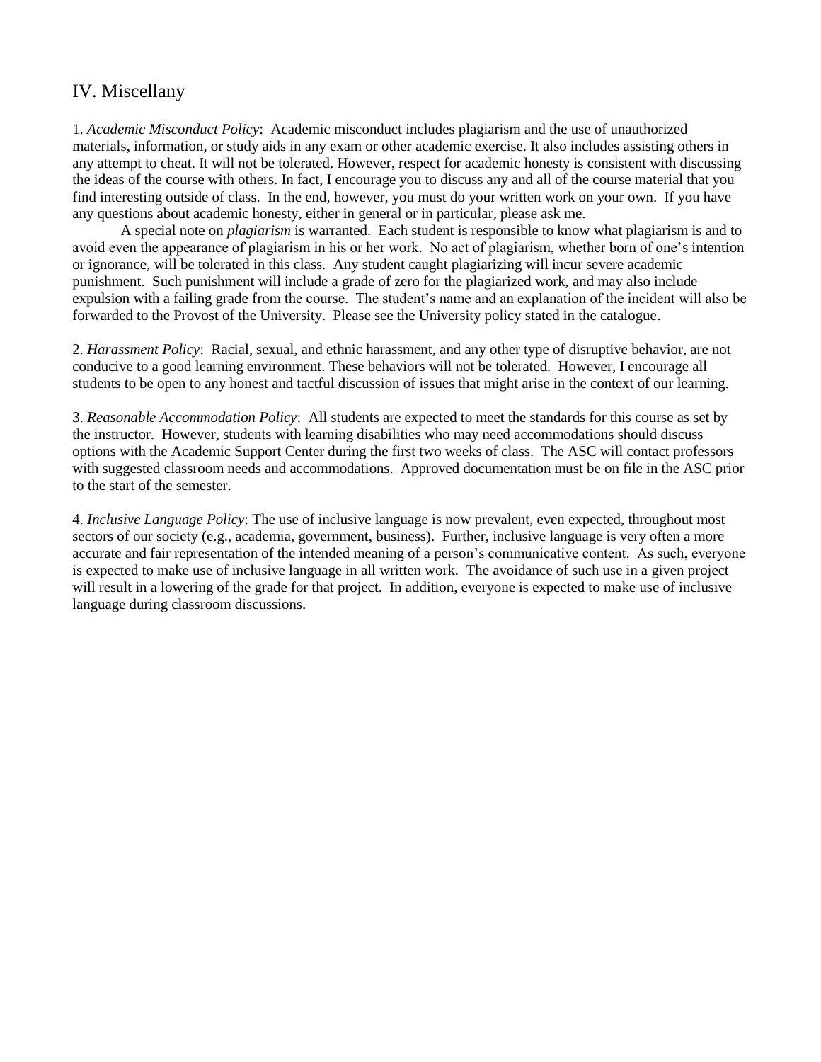## IV. Miscellany

1. *Academic Misconduct Policy*: Academic misconduct includes plagiarism and the use of unauthorized materials, information, or study aids in any exam or other academic exercise. It also includes assisting others in any attempt to cheat. It will not be tolerated. However, respect for academic honesty is consistent with discussing the ideas of the course with others. In fact, I encourage you to discuss any and all of the course material that you find interesting outside of class. In the end, however, you must do your written work on your own. If you have any questions about academic honesty, either in general or in particular, please ask me.

A special note on *plagiarism* is warranted. Each student is responsible to know what plagiarism is and to avoid even the appearance of plagiarism in his or her work. No act of plagiarism, whether born of one's intention or ignorance, will be tolerated in this class. Any student caught plagiarizing will incur severe academic punishment. Such punishment will include a grade of zero for the plagiarized work, and may also include expulsion with a failing grade from the course. The student's name and an explanation of the incident will also be forwarded to the Provost of the University. Please see the University policy stated in the catalogue.

2. *Harassment Policy*: Racial, sexual, and ethnic harassment, and any other type of disruptive behavior, are not conducive to a good learning environment. These behaviors will not be tolerated. However, I encourage all students to be open to any honest and tactful discussion of issues that might arise in the context of our learning.

3. *Reasonable Accommodation Policy*: All students are expected to meet the standards for this course as set by the instructor. However, students with learning disabilities who may need accommodations should discuss options with the Academic Support Center during the first two weeks of class. The ASC will contact professors with suggested classroom needs and accommodations. Approved documentation must be on file in the ASC prior to the start of the semester.

4. *Inclusive Language Policy*: The use of inclusive language is now prevalent, even expected, throughout most sectors of our society (e.g., academia, government, business). Further, inclusive language is very often a more accurate and fair representation of the intended meaning of a person's communicative content. As such, everyone is expected to make use of inclusive language in all written work. The avoidance of such use in a given project will result in a lowering of the grade for that project. In addition, everyone is expected to make use of inclusive language during classroom discussions.